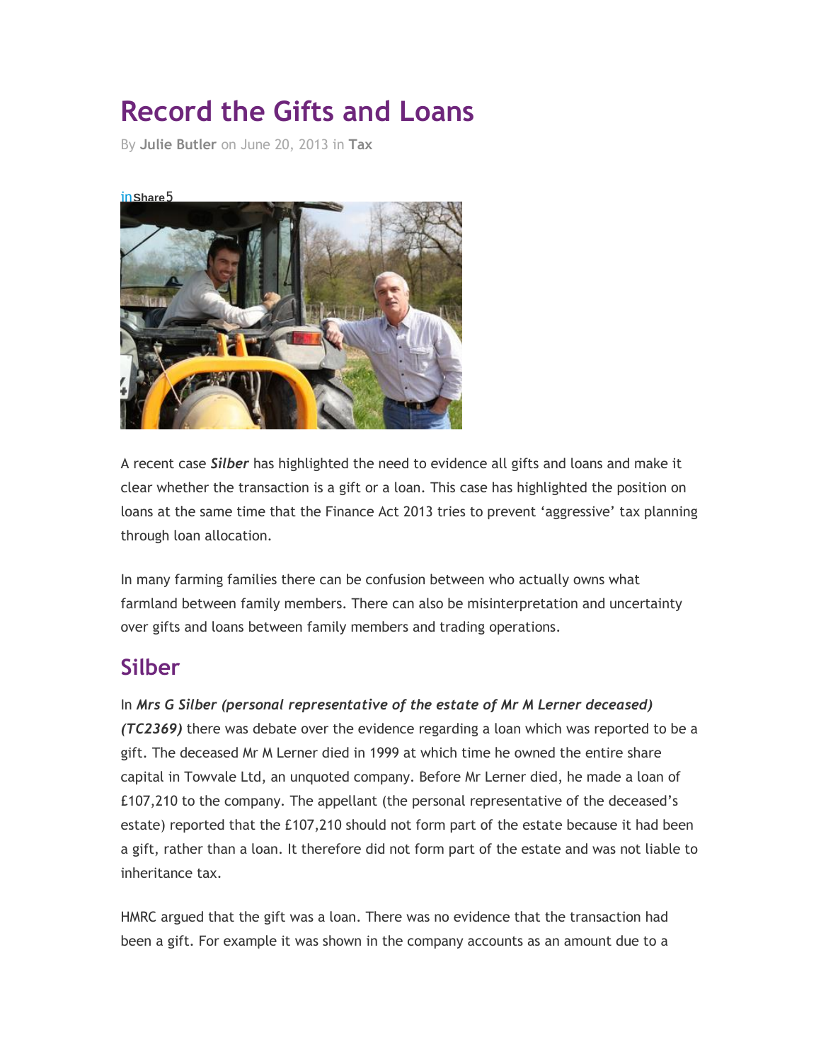# Record the Gifts and Loans

By **Julie Butler** on June 20, 2013 in **Tax**

A recent case ***Silber*** has highlighted the need to evidence all gifts and loans and make it clear whether the transaction is a gift or a loan. This case has highlighted the position on loans at the same time that the Finance Act 2013 tries to prevent 'aggressive' tax planning through loan allocation.

In many farming families there can be confusion between who actually owns what farmland between family members. There can also be misinterpretation and uncertainty over gifts and loans between family members and trading operations.

## Silber

In ***Mrs G Silber (personal representative of the estate of Mr M Lerner deceased) (TC2369)*** there was debate over the evidence regarding a loan which was reported to be a gift. The deceased Mr M Lerner died in 1999 at which time he owned the entire share capital in Towvale Ltd, an unquoted company. Before Mr Lerner died, he made a loan of £107,210 to the company. The appellant (the personal representative of the deceased's estate) reported that the £107,210 should not form part of the estate because it had been a gift, rather than a loan. It therefore did not form part of the estate and was not liable to inheritance tax.

HMRC argued that the gift was a loan. There was no evidence that the transaction had been a gift. For example it was shown in the company accounts as an amount due to a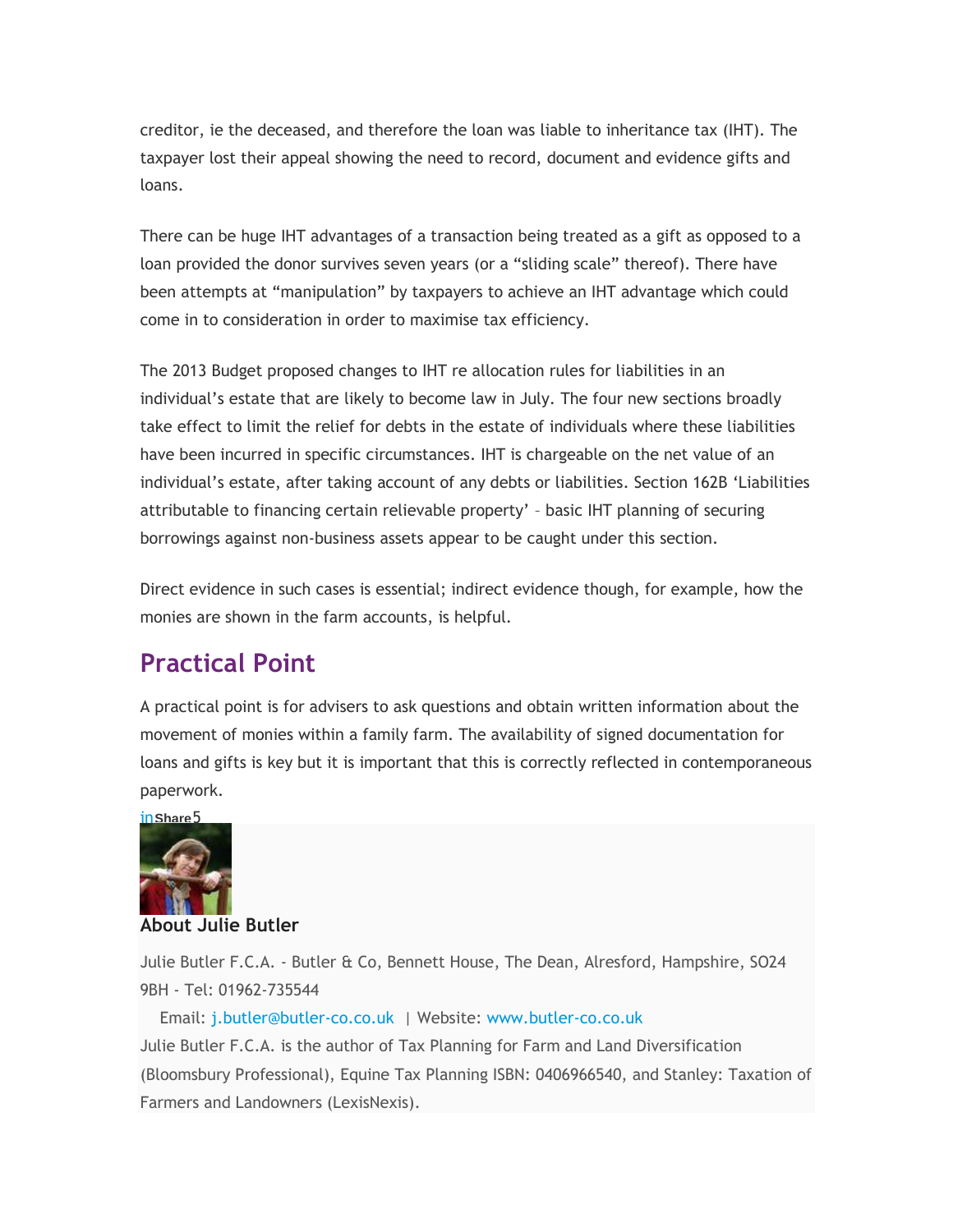creditor, ie the deceased, and therefore the loan was liable to inheritance tax (IHT). The taxpayer lost their appeal showing the need to record, document and evidence gifts and loans.

There can be huge IHT advantages of a transaction being treated as a gift as opposed to a loan provided the donor survives seven years (or a "sliding scale" thereof). There have been attempts at "manipulation" by taxpayers to achieve an IHT advantage which could come in to consideration in order to maximise tax efficiency.

The 2013 Budget proposed changes to IHT re allocation rules for liabilities in an individual's estate that are likely to become law in July. The four new sections broadly take effect to limit the relief for debts in the estate of individuals where these liabilities have been incurred in specific circumstances. IHT is chargeable on the net value of an individual's estate, after taking account of any debts or liabilities. Section 162B 'Liabilities attributable to financing certain relievable property' – basic IHT planning of securing borrowings against non-business assets appear to be caught under this section.

Direct evidence in such cases is essential; indirect evidence though, for example, how the monies are shown in the farm accounts, is helpful.

## Practical Point

A practical point is for advisers to ask questions and obtain written information about the movement of monies within a family farm. The availability of signed documentation for loans and gifts is key but it is important that this is correctly reflected in contemporaneous paperwork.

in Share 5

### About Julie Butler

Julie Butler F.C.A. - Butler & Co, Bennett House, The Dean, Alresford, Hampshire, SO24 9BH - Tel: 01962-735544

Email: j.butler@butler-co.co.uk | Website: www.butler-co.co.uk

Julie Butler F.C.A. is the author of Tax Planning for Farm and Land Diversification (Bloomsbury Professional), Equine Tax Planning ISBN: 0406966540, and Stanley: Taxation of Farmers and Landowners (LexisNexis).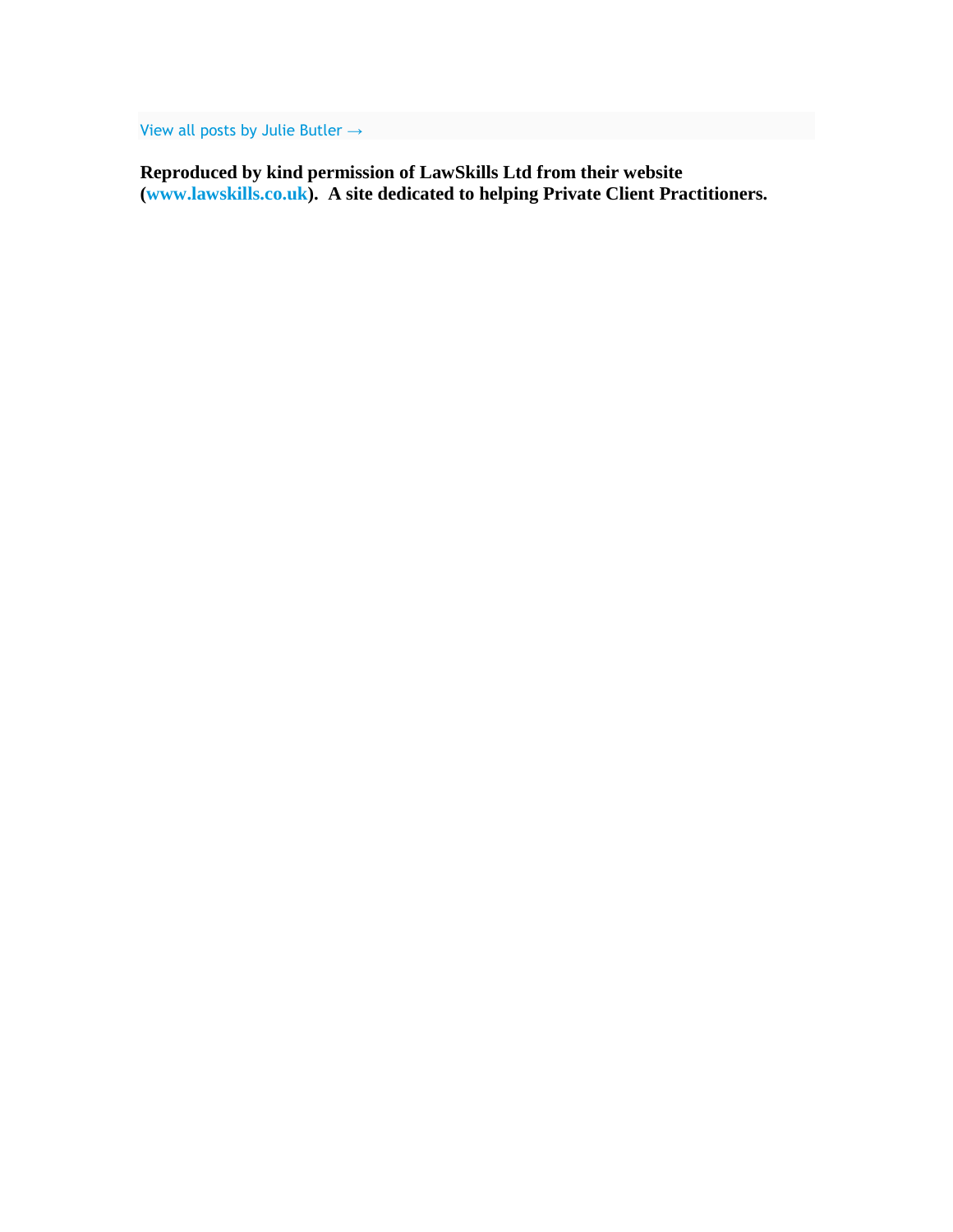View all posts by Julie Butler →

**Reproduced by kind permission of LawSkills Ltd from their website (www.lawskills.co.uk). A site dedicated to helping Private Client Practitioners.**